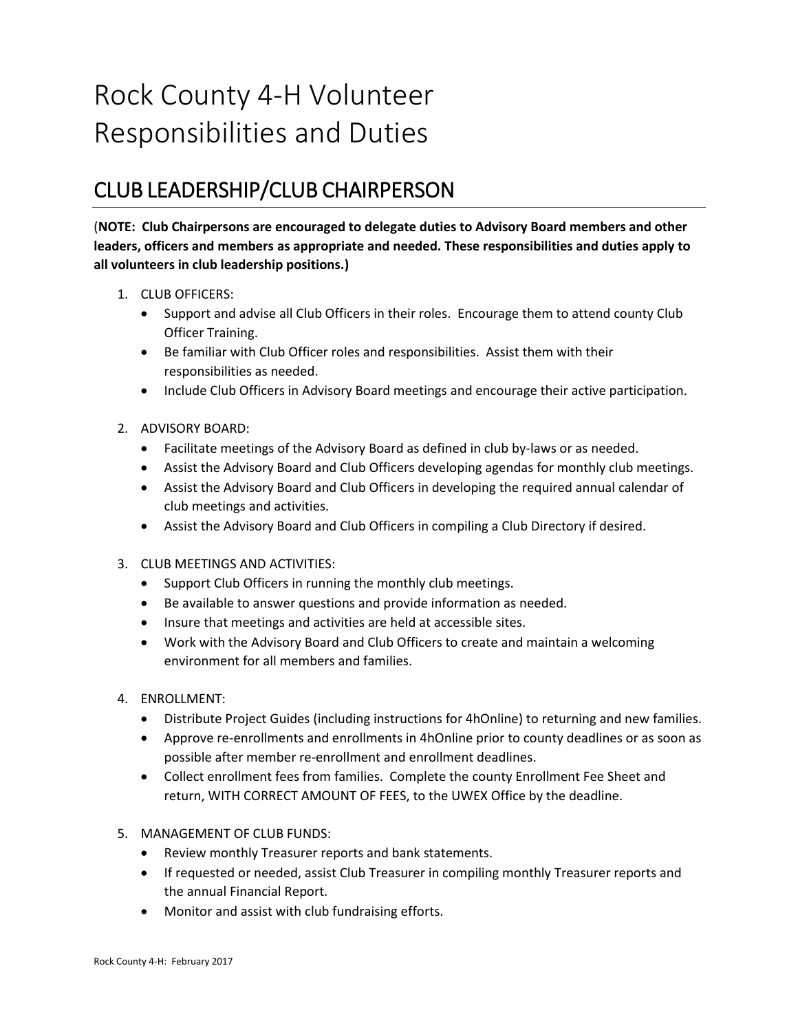# Rock County 4-H Volunteer Responsibilities and Duties

## CLUB LEADERSHIP/CLUB CHAIRPERSON

(**NOTE: Club Chairpersons are encouraged to delegate duties to Advisory Board members and other leaders, officers and members as appropriate and needed. These responsibilities and duties apply to all volunteers in club leadership positions.)**

1. CLUB OFFICERS:
   - Support and advise all Club Officers in their roles. Encourage them to attend county Club Officer Training.
   - Be familiar with Club Officer roles and responsibilities. Assist them with their responsibilities as needed.
   - Include Club Officers in Advisory Board meetings and encourage their active participation.

2. ADVISORY BOARD:
   - Facilitate meetings of the Advisory Board as defined in club by-laws or as needed.
   - Assist the Advisory Board and Club Officers developing agendas for monthly club meetings.
   - Assist the Advisory Board and Club Officers in developing the required annual calendar of club meetings and activities.
   - Assist the Advisory Board and Club Officers in compiling a Club Directory if desired.

3. CLUB MEETINGS AND ACTIVITIES:
   - Support Club Officers in running the monthly club meetings.
   - Be available to answer questions and provide information as needed.
   - Insure that meetings and activities are held at accessible sites.
   - Work with the Advisory Board and Club Officers to create and maintain a welcoming environment for all members and families.

4. ENROLLMENT:
   - Distribute Project Guides (including instructions for 4hOnline) to returning and new families.
   - Approve re-enrollments and enrollments in 4hOnline prior to county deadlines or as soon as possible after member re-enrollment and enrollment deadlines.
   - Collect enrollment fees from families. Complete the county Enrollment Fee Sheet and return, WITH CORRECT AMOUNT OF FEES, to the UWEX Office by the deadline.

5. MANAGEMENT OF CLUB FUNDS:
   - Review monthly Treasurer reports and bank statements.
   - If requested or needed, assist Club Treasurer in compiling monthly Treasurer reports and the annual Financial Report.
   - Monitor and assist with club fundraising efforts.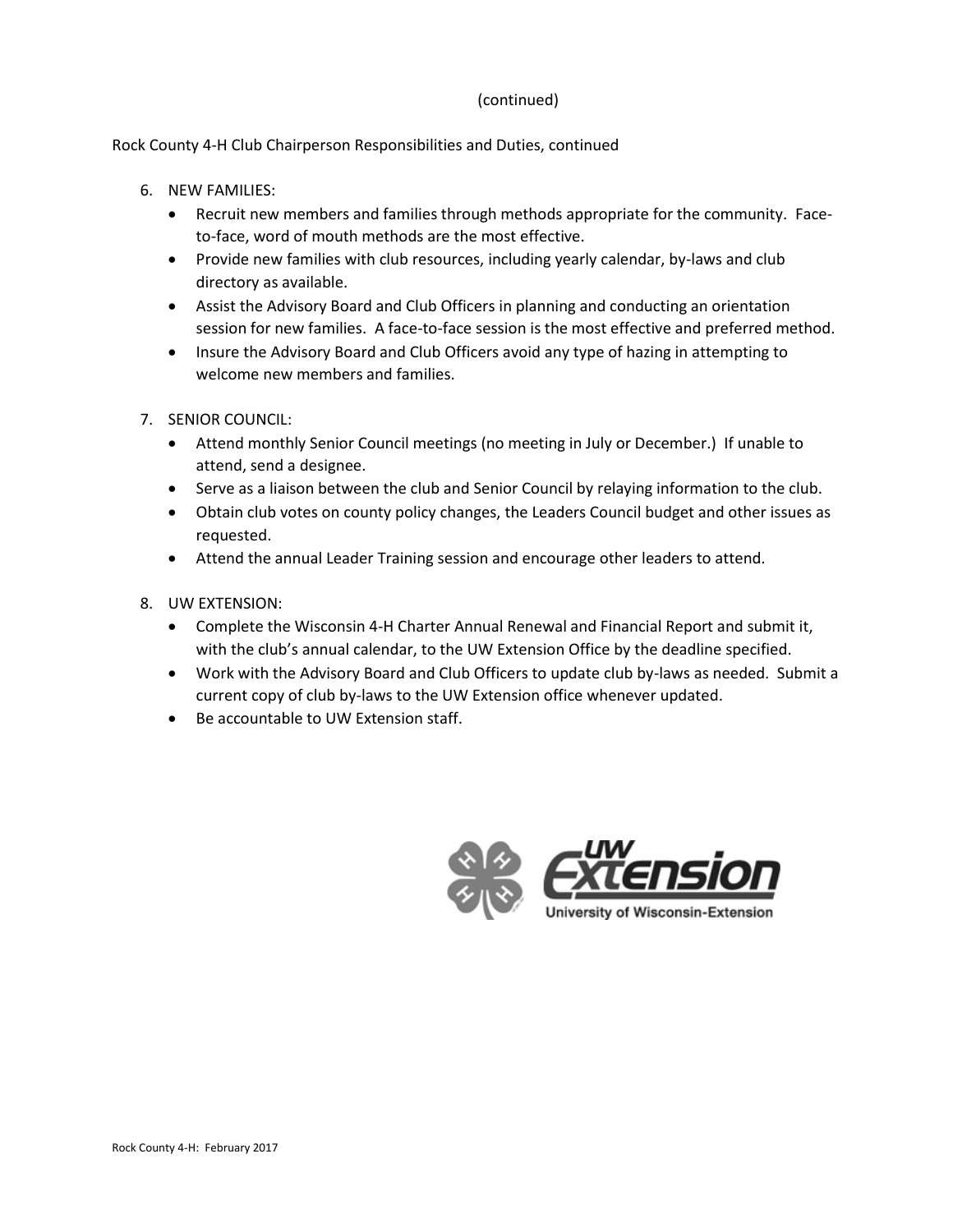(continued)

Rock County 4-H Club Chairperson Responsibilities and Duties, continued

6. NEW FAMILIES:
   - Recruit new members and families through methods appropriate for the community. Face-to-face, word of mouth methods are the most effective.
   - Provide new families with club resources, including yearly calendar, by-laws and club directory as available.
   - Assist the Advisory Board and Club Officers in planning and conducting an orientation session for new families. A face-to-face session is the most effective and preferred method.
   - Insure the Advisory Board and Club Officers avoid any type of hazing in attempting to welcome new members and families.

7. SENIOR COUNCIL:
   - Attend monthly Senior Council meetings (no meeting in July or December.) If unable to attend, send a designee.
   - Serve as a liaison between the club and Senior Council by relaying information to the club.
   - Obtain club votes on county policy changes, the Leaders Council budget and other issues as requested.
   - Attend the annual Leader Training session and encourage other leaders to attend.

8. UW EXTENSION:
   - Complete the Wisconsin 4-H Charter Annual Renewal and Financial Report and submit it, with the club's annual calendar, to the UW Extension Office by the deadline specified.
   - Work with the Advisory Board and Club Officers to update club by-laws as needed. Submit a current copy of club by-laws to the UW Extension office whenever updated.
   - Be accountable to UW Extension staff.

UW Extension
University of Wisconsin-Extension

Rock County 4-H: February 2017